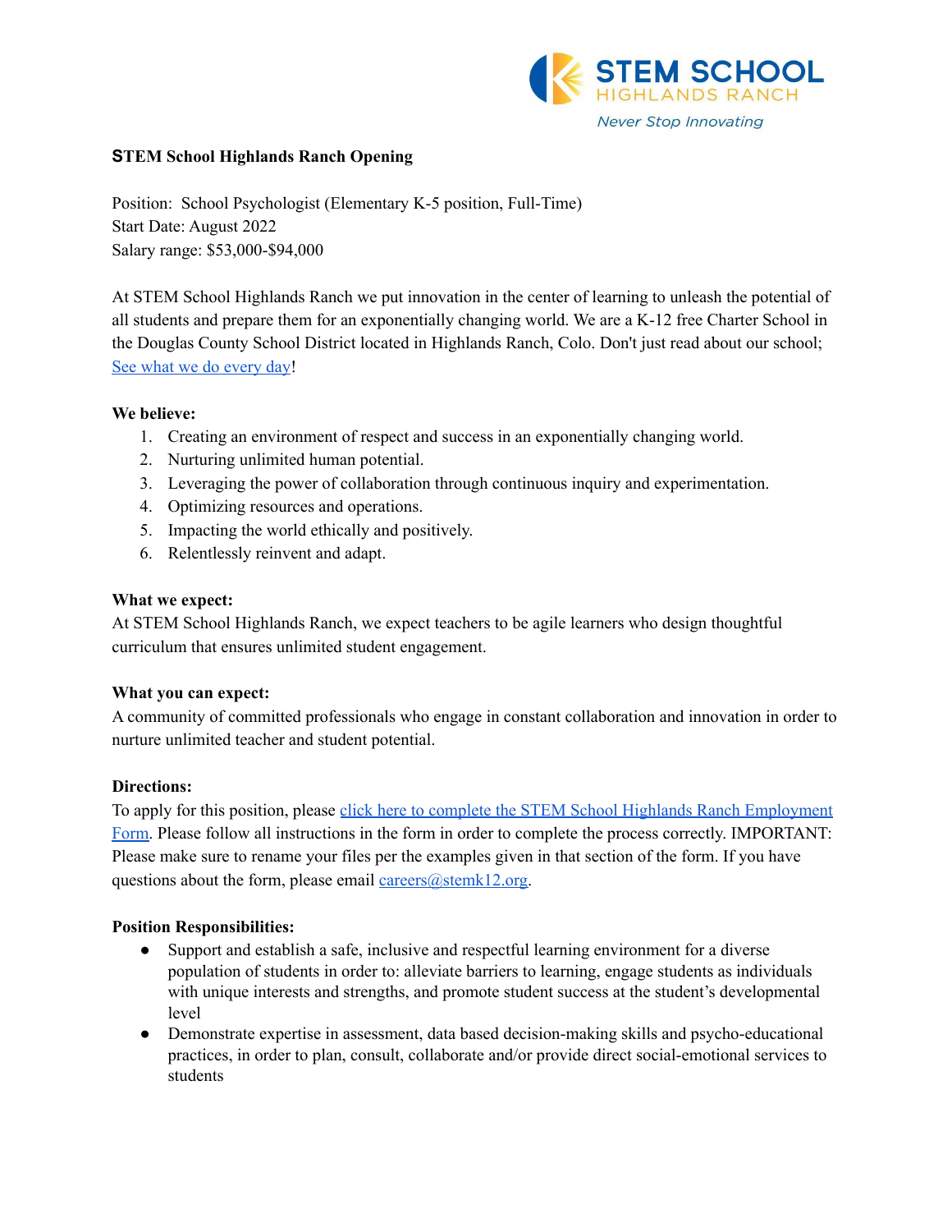STEM SCHOOL
HIGHLANDS RANCH
*Never Stop Innovating*

**STEM School Highlands Ranch Opening**

Position: School Psychologist (Elementary K-5 position, Full-Time)
Start Date: August 2022
Salary range: $53,000-$94,000

At STEM School Highlands Ranch we put innovation in the center of learning to unleash the potential of all students and prepare them for an exponentially changing world. We are a K-12 free Charter School in the Douglas County School District located in Highlands Ranch, Colo. Don't just read about our school; [See what we do every day]!

**We believe:**

1. Creating an environment of respect and success in an exponentially changing world.
2. Nurturing unlimited human potential.
3. Leveraging the power of collaboration through continuous inquiry and experimentation.
4. Optimizing resources and operations.
5. Impacting the world ethically and positively.
6. Relentlessly reinvent and adapt.

**What we expect:**
At STEM School Highlands Ranch, we expect teachers to be agile learners who design thoughtful curriculum that ensures unlimited student engagement.

**What you can expect:**
A community of committed professionals who engage in constant collaboration and innovation in order to nurture unlimited teacher and student potential.

**Directions:**
To apply for this position, please [click here to complete the STEM School Highlands Ranch Employment Form]. Please follow all instructions in the form in order to complete the process correctly. IMPORTANT: Please make sure to rename your files per the examples given in that section of the form. If you have questions about the form, please email careers@stemk12.org.

**Position Responsibilities:**

- Support and establish a safe, inclusive and respectful learning environment for a diverse population of students in order to: alleviate barriers to learning, engage students as individuals with unique interests and strengths, and promote student success at the student's developmental level
- Demonstrate expertise in assessment, data based decision-making skills and psycho-educational practices, in order to plan, consult, collaborate and/or provide direct social-emotional services to students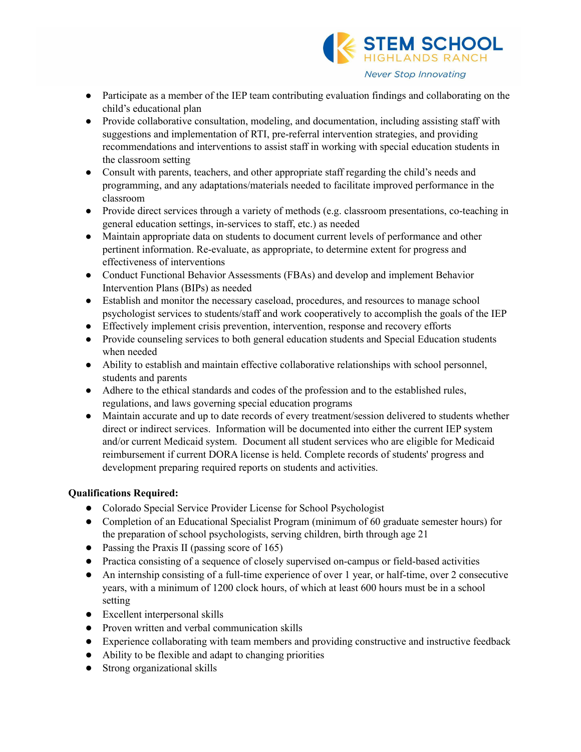- Participate as a member of the IEP team contributing evaluation findings and collaborating on the child's educational plan
- Provide collaborative consultation, modeling, and documentation, including assisting staff with suggestions and implementation of RTI, pre-referral intervention strategies, and providing recommendations and interventions to assist staff in working with special education students in the classroom setting
- Consult with parents, teachers, and other appropriate staff regarding the child's needs and programming, and any adaptations/materials needed to facilitate improved performance in the classroom
- Provide direct services through a variety of methods (e.g. classroom presentations, co-teaching in general education settings, in-services to staff, etc.) as needed
- Maintain appropriate data on students to document current levels of performance and other pertinent information. Re-evaluate, as appropriate, to determine extent for progress and effectiveness of interventions
- Conduct Functional Behavior Assessments (FBAs) and develop and implement Behavior Intervention Plans (BIPs) as needed
- Establish and monitor the necessary caseload, procedures, and resources to manage school psychologist services to students/staff and work cooperatively to accomplish the goals of the IEP
- Effectively implement crisis prevention, intervention, response and recovery efforts
- Provide counseling services to both general education students and Special Education students when needed
- Ability to establish and maintain effective collaborative relationships with school personnel, students and parents
- Adhere to the ethical standards and codes of the profession and to the established rules, regulations, and laws governing special education programs
- Maintain accurate and up to date records of every treatment/session delivered to students whether direct or indirect services. Information will be documented into either the current IEP system and/or current Medicaid system. Document all student services who are eligible for Medicaid reimbursement if current DORA license is held. Complete records of students' progress and development preparing required reports on students and activities.

**Qualifications Required:**

- Colorado Special Service Provider License for School Psychologist
- Completion of an Educational Specialist Program (minimum of 60 graduate semester hours) for the preparation of school psychologists, serving children, birth through age 21
- Passing the Praxis II (passing score of 165)
- Practica consisting of a sequence of closely supervised on-campus or field-based activities
- An internship consisting of a full-time experience of over 1 year, or half-time, over 2 consecutive years, with a minimum of 1200 clock hours, of which at least 600 hours must be in a school setting
- Excellent interpersonal skills
- Proven written and verbal communication skills
- Experience collaborating with team members and providing constructive and instructive feedback
- Ability to be flexible and adapt to changing priorities
- Strong organizational skills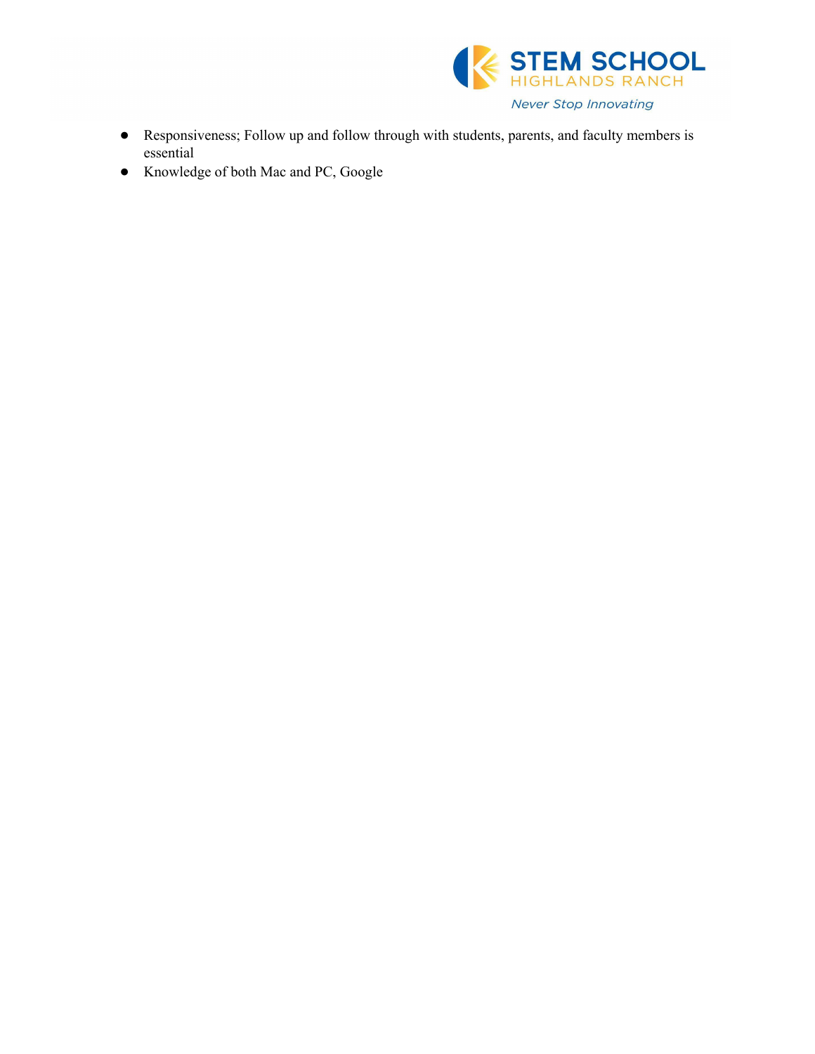- Responsiveness; Follow up and follow through with students, parents, and faculty members is essential
- Knowledge of both Mac and PC, Google